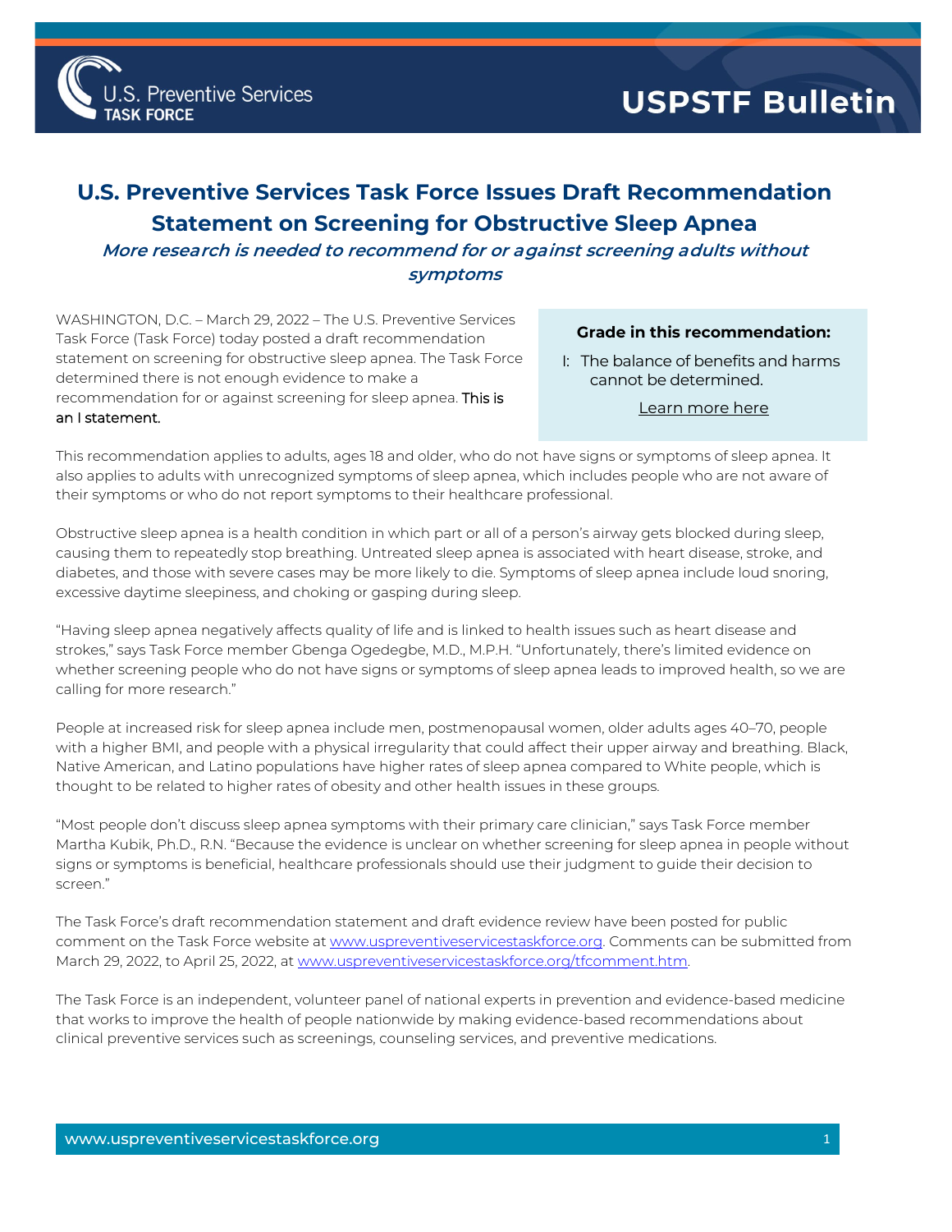**USPSTF Bulletin**

# U.S. Preventive Services Task Force Issues Draft Recommendation Statement on Screening for Obstructive Sleep Apnea

***More research is needed to recommend for or against screening adults without symptoms***

WASHINGTON, D.C. – March 29, 2022 – The U.S. Preventive Services Task Force (Task Force) today posted a draft recommendation statement on screening for obstructive sleep apnea. The Task Force determined there is not enough evidence to make a recommendation for or against screening for sleep apnea. This is an I statement.

> **Grade in this recommendation:**
>
> I: The balance of benefits and harms cannot be determined.
>
> Learn more here

This recommendation applies to adults, ages 18 and older, who do not have signs or symptoms of sleep apnea. It also applies to adults with unrecognized symptoms of sleep apnea, which includes people who are not aware of their symptoms or who do not report symptoms to their healthcare professional.

Obstructive sleep apnea is a health condition in which part or all of a person's airway gets blocked during sleep, causing them to repeatedly stop breathing. Untreated sleep apnea is associated with heart disease, stroke, and diabetes, and those with severe cases may be more likely to die. Symptoms of sleep apnea include loud snoring, excessive daytime sleepiness, and choking or gasping during sleep.

"Having sleep apnea negatively affects quality of life and is linked to health issues such as heart disease and strokes," says Task Force member Gbenga Ogedegbe, M.D., M.P.H. "Unfortunately, there's limited evidence on whether screening people who do not have signs or symptoms of sleep apnea leads to improved health, so we are calling for more research."

People at increased risk for sleep apnea include men, postmenopausal women, older adults ages 40–70, people with a higher BMI, and people with a physical irregularity that could affect their upper airway and breathing. Black, Native American, and Latino populations have higher rates of sleep apnea compared to White people, which is thought to be related to higher rates of obesity and other health issues in these groups.

"Most people don't discuss sleep apnea symptoms with their primary care clinician," says Task Force member Martha Kubik, Ph.D., R.N. "Because the evidence is unclear on whether screening for sleep apnea in people without signs or symptoms is beneficial, healthcare professionals should use their judgment to guide their decision to screen."

The Task Force's draft recommendation statement and draft evidence review have been posted for public comment on the Task Force website at www.uspreventiveservicestaskforce.org. Comments can be submitted from March 29, 2022, to April 25, 2022, at www.uspreventiveservicestaskforce.org/tfcomment.htm.

The Task Force is an independent, volunteer panel of national experts in prevention and evidence-based medicine that works to improve the health of people nationwide by making evidence-based recommendations about clinical preventive services such as screenings, counseling services, and preventive medications.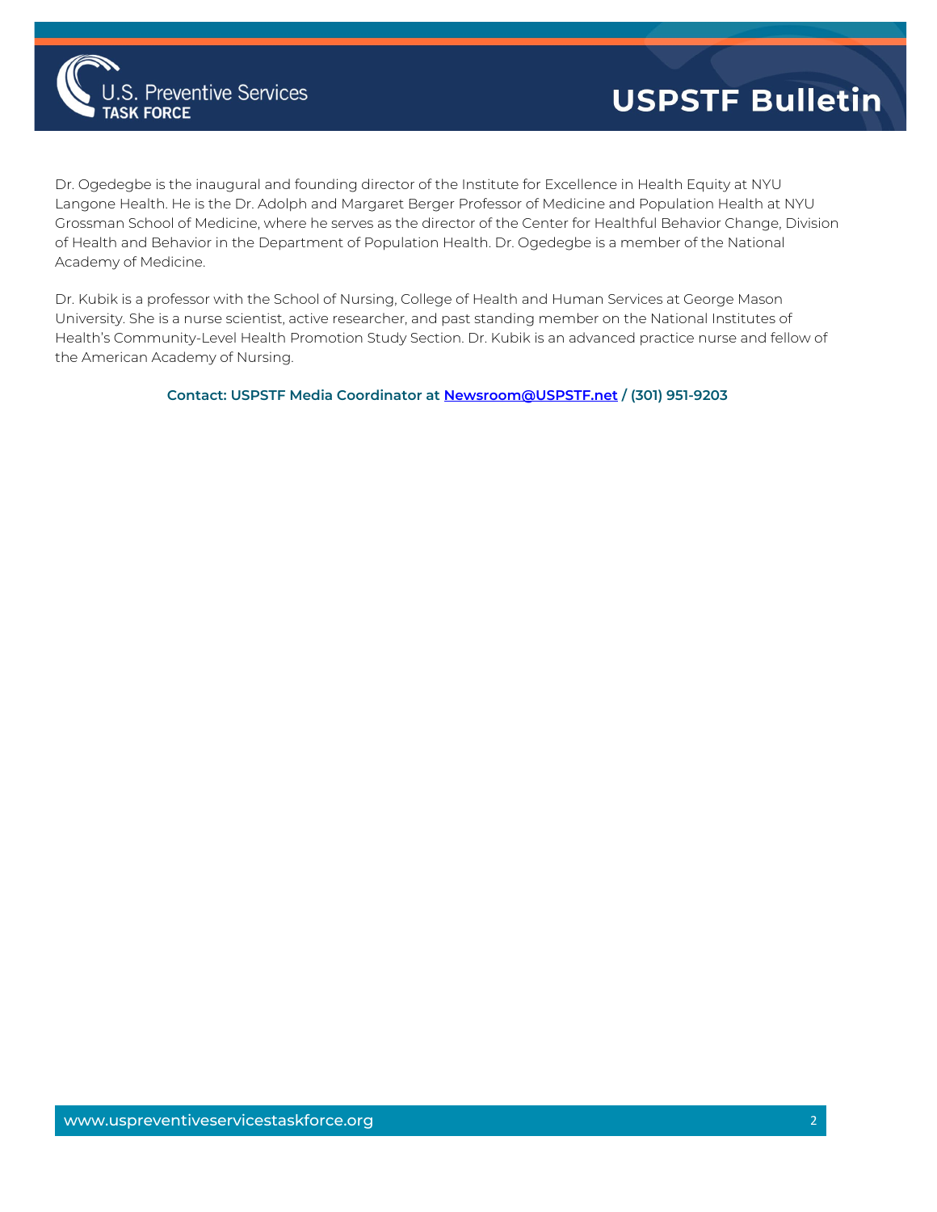Dr. Ogedegbe is the inaugural and founding director of the Institute for Excellence in Health Equity at NYU Langone Health. He is the Dr. Adolph and Margaret Berger Professor of Medicine and Population Health at NYU Grossman School of Medicine, where he serves as the director of the Center for Healthful Behavior Change, Division of Health and Behavior in the Department of Population Health. Dr. Ogedegbe is a member of the National Academy of Medicine.

Dr. Kubik is a professor with the School of Nursing, College of Health and Human Services at George Mason University. She is a nurse scientist, active researcher, and past standing member on the National Institutes of Health's Community-Level Health Promotion Study Section. Dr. Kubik is an advanced practice nurse and fellow of the American Academy of Nursing.

**Contact: USPSTF Media Coordinator at Newsroom@USPSTF.net / (301) 951-9203**